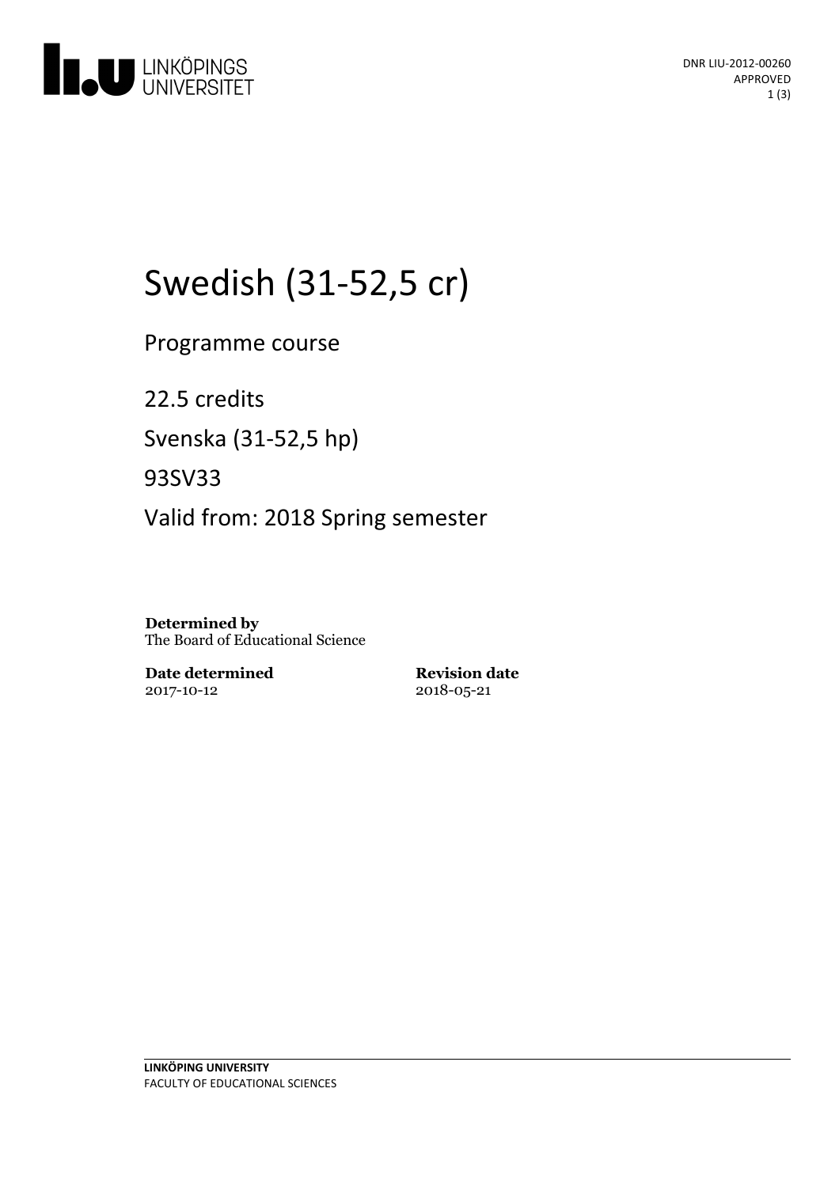# Swedish (31-52,5 cr)

Programme course

22.5 credits

Svenska (31-52,5 hp)

93SV33

Valid from: 2018 Spring semester

**Determined by**
The Board of Educational Science

**Date determined**
2017-10-12

**Revision date**
2018-05-21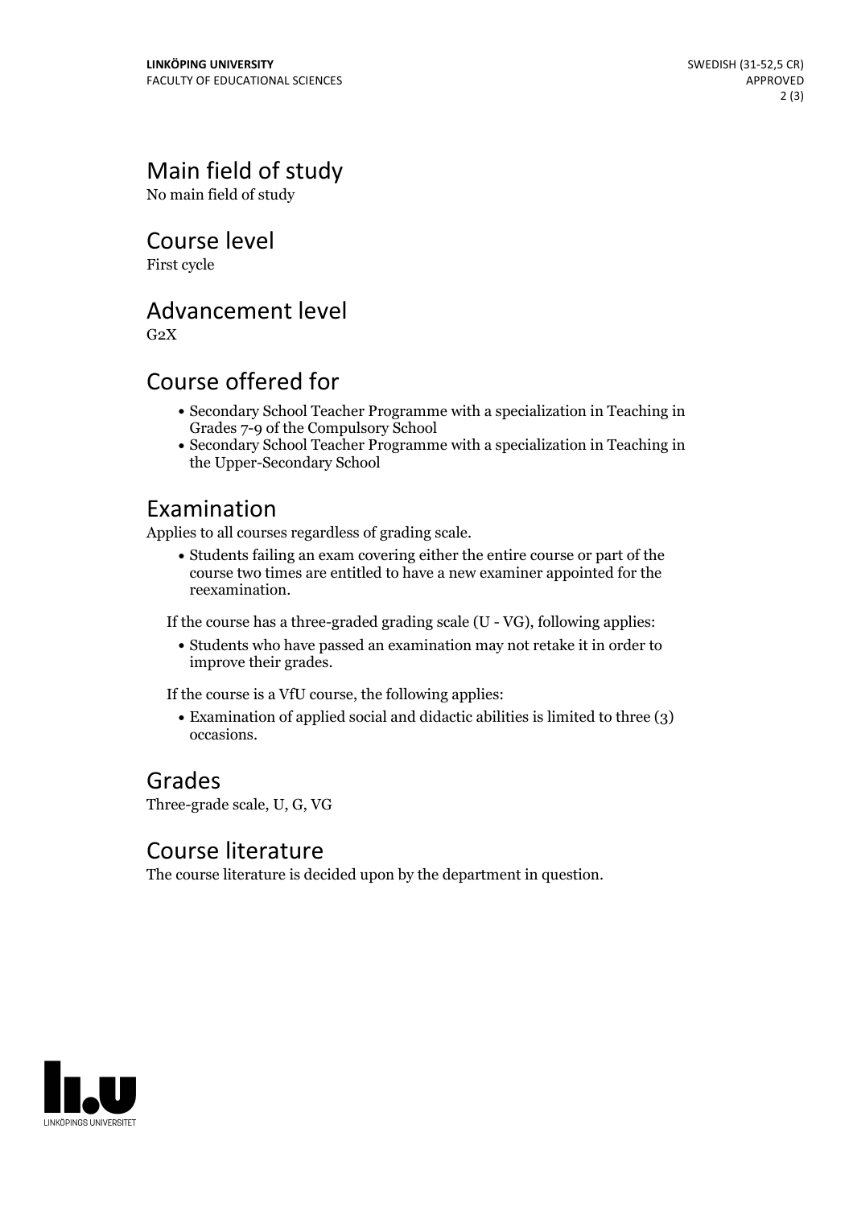## Main field of study

No main field of study

## Course level

First cycle

## Advancement level

G2X

## Course offered for

- Secondary School Teacher Programme with a specialization in Teaching in Grades 7-9 of the Compulsory School
- Secondary School Teacher Programme with a specialization in Teaching in the Upper-Secondary School

## Examination

Applies to all courses regardless of grading scale.

- Students failing an exam covering either the entire course or part of the course two times are entitled to have a new examiner appointed for the reexamination.

If the course has a three-graded grading scale (U - VG), following applies:

- Students who have passed an examination may not retake it in order to improve their grades.

If the course is a VfU course, the following applies:

- Examination of applied social and didactic abilities is limited to three (3) occasions.

## Grades

Three-grade scale, U, G, VG

## Course literature

The course literature is decided upon by the department in question.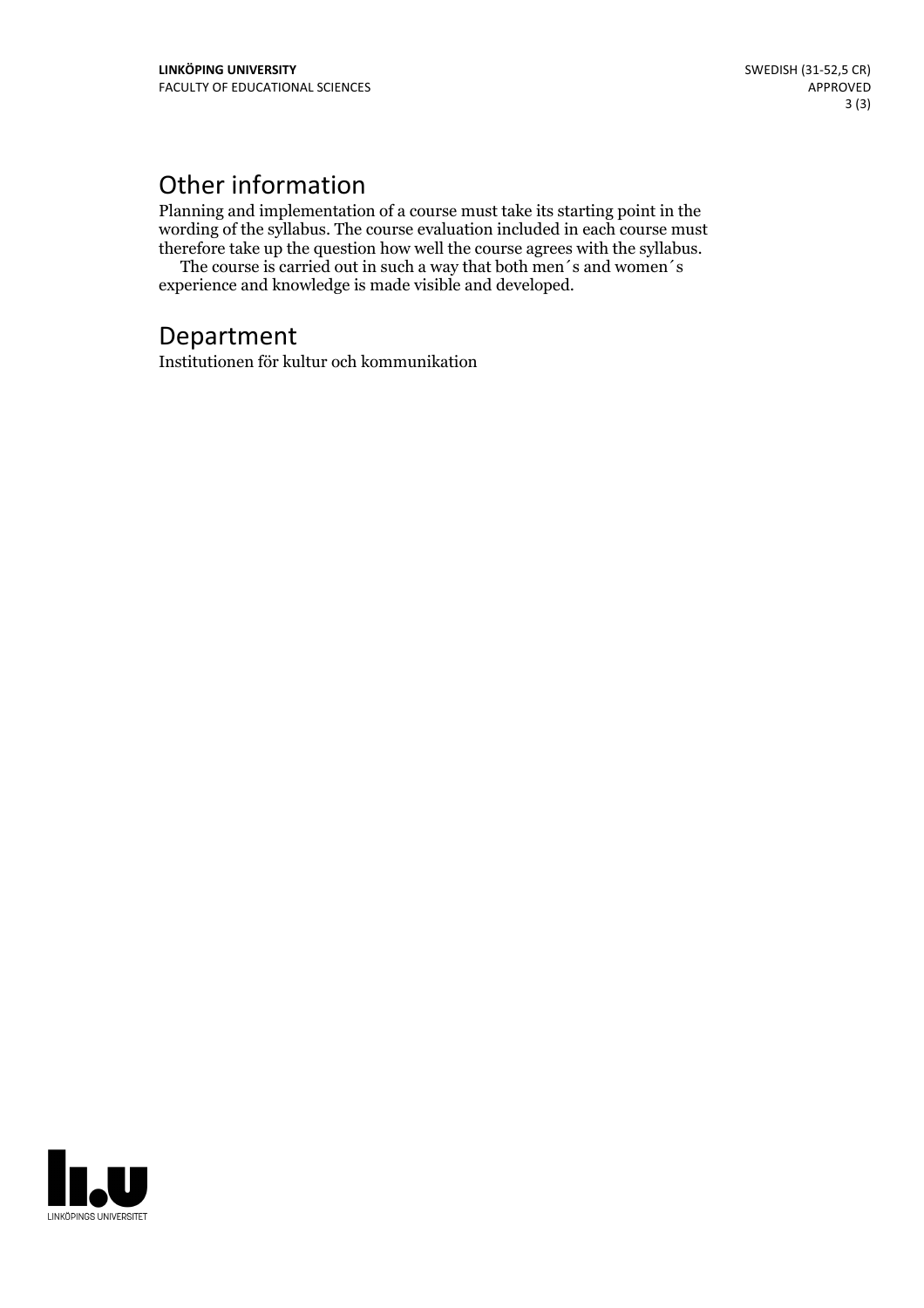## Other information

Planning and implementation of a course must take its starting point in the wording of the syllabus. The course evaluation included in each course must therefore take up the question how well the course agrees with the syllabus.

The course is carried out in such a way that both men´s and women´s experience and knowledge is made visible and developed.

## Department

Institutionen för kultur och kommunikation